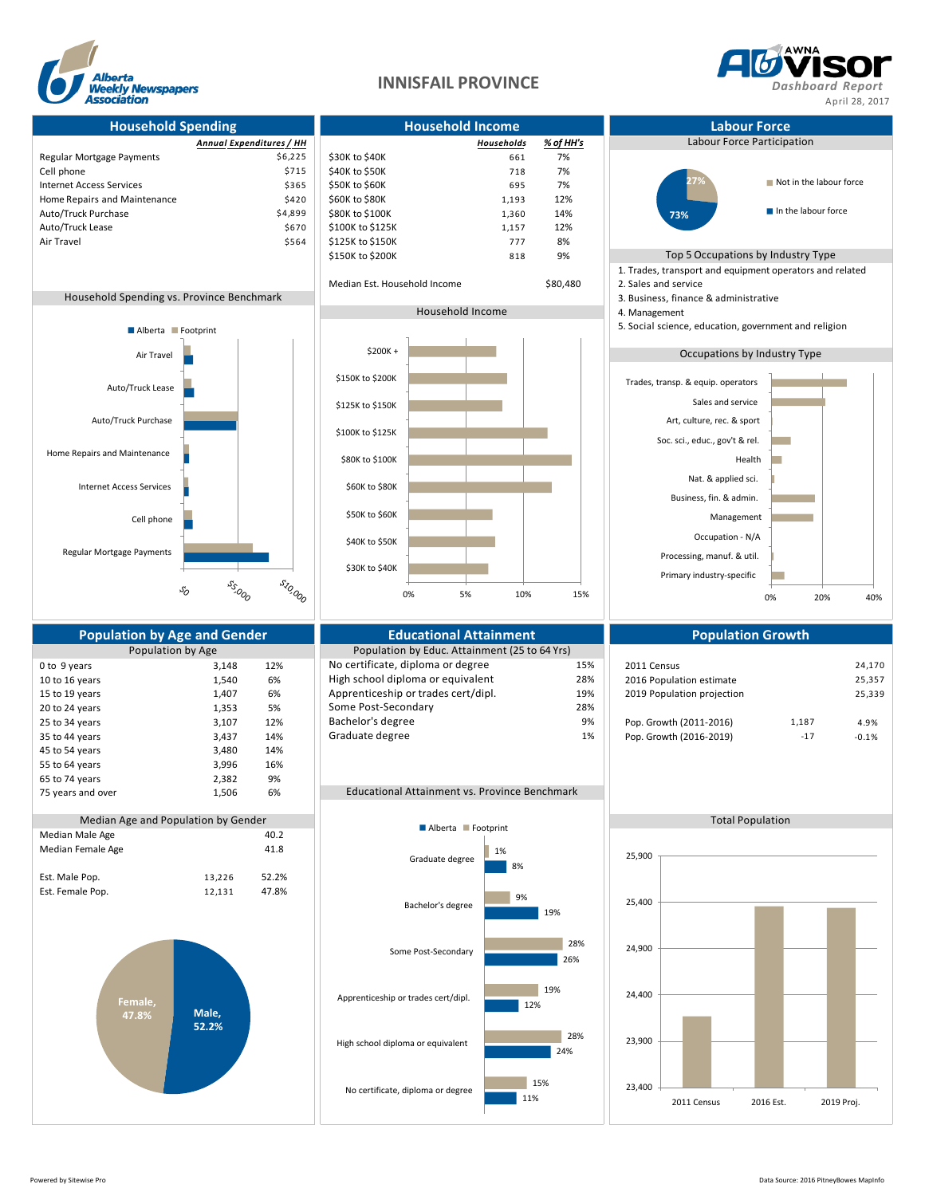# INNISFAIL PROVINCE

Alberta Weekly Newspapers Association

AWNA Advisor Dashboard Report

April 28, 2017

## Household Spending

| | Annual Expenditures / HH |
|---|---|
| Regular Mortgage Payments | $6,225 |
| Cell phone | $715 |
| Internet Access Services | $365 |
| Home Repairs and Maintenance | $420 |
| Auto/Truck Purchase | $4,899 |
| Auto/Truck Lease | $670 |
| Air Travel | $564 |

### Household Spending vs. Province Benchmark

Alberta / Footprint

Air Travel, Auto/Truck Lease, Auto/Truck Purchase, Home Repairs and Maintenance, Internet Access Services, Cell phone, Regular Mortgage Payments

$0, $5,000, $10,000

## Household Income

| | Households | % of HH's |
|---|---|---|
| $30K to $40K | 661 | 7% |
| $40K to $50K | 718 | 7% |
| $50K to $60K | 695 | 7% |
| $60K to $80K | 1,193 | 12% |
| $80K to $100K | 1,360 | 14% |
| $100K to $125K | 1,157 | 12% |
| $125K to $150K | 777 | 8% |
| $150K to $200K | 818 | 9% |
| Median Est. Household Income | | $80,480 |

### Household Income

$200K +, $150K to $200K, $125K to $150K, $100K to $125K, $80K to $100K, $60K to $80K, $50K to $60K, $40K to $50K, $30K to $40K

0%, 5%, 10%, 15%

## Labour Force

### Labour Force Participation

- Not in the labour force: 27%
- In the labour force: 73%

### Top 5 Occupations by Industry Type

1. Trades, transport and equipment operators and related
2. Sales and service
3. Business, finance & administrative
4. Management
5. Social science, education, government and religion

### Occupations by Industry Type

Trades, transp. & equip. operators; Sales and service; Art, culture, rec. & sport; Soc. sci., educ., gov't & rel.; Health; Nat. & applied sci.; Business, fin. & admin.; Management; Occupation - N/A; Processing, manuf. & util.; Primary industry-specific

0%, 20%, 40%

## Population by Age and Gender

### Population by Age

| | | |
|---|---|---|
| 0 to 9 years | 3,148 | 12% |
| 10 to 16 years | 1,540 | 6% |
| 15 to 19 years | 1,407 | 6% |
| 20 to 24 years | 1,353 | 5% |
| 25 to 34 years | 3,107 | 12% |
| 35 to 44 years | 3,437 | 14% |
| 45 to 54 years | 3,480 | 14% |
| 55 to 64 years | 3,996 | 16% |
| 65 to 74 years | 2,382 | 9% |
| 75 years and over | 1,506 | 6% |

### Median Age and Population by Gender

| | | |
|---|---|---|
| Median Male Age | | 40.2 |
| Median Female Age | | 41.8 |
| Est. Male Pop. | 13,226 | 52.2% |
| Est. Female Pop. | 12,131 | 47.8% |

Female, 47.8%; Male, 52.2%

## Educational Attainment

### Population by Educ. Attainment (25 to 64 Yrs)

| | |
|---|---|
| No certificate, diploma or degree | 15% |
| High school diploma or equivalent | 28% |
| Apprenticeship or trades cert/dipl. | 19% |
| Some Post-Secondary | 28% |
| Bachelor's degree | 9% |
| Graduate degree | 1% |

### Educational Attainment vs. Province Benchmark

| | Footprint | Alberta |
|---|---|---|
| Graduate degree | 1% | 8% |
| Bachelor's degree | 9% | 19% |
| Some Post-Secondary | 28% | 26% |
| Apprenticeship or trades cert/dipl. | 19% | 12% |
| High school diploma or equivalent | 28% | 24% |
| No certificate, diploma or degree | 15% | 11% |

## Population Growth

| | | |
|---|---|---|
| 2011 Census | | 24,170 |
| 2016 Population estimate | | 25,357 |
| 2019 Population projection | | 25,339 |
| Pop. Growth (2011-2016) | 1,187 | 4.9% |
| Pop. Growth (2016-2019) | -17 | -0.1% |

### Total Population

2011 Census, 2016 Est., 2019 Proj.

23,400; 23,900; 24,400; 24,900; 25,400; 25,900

Powered by Sitewise Pro

Data Source: 2016 PitneyBowes MapInfo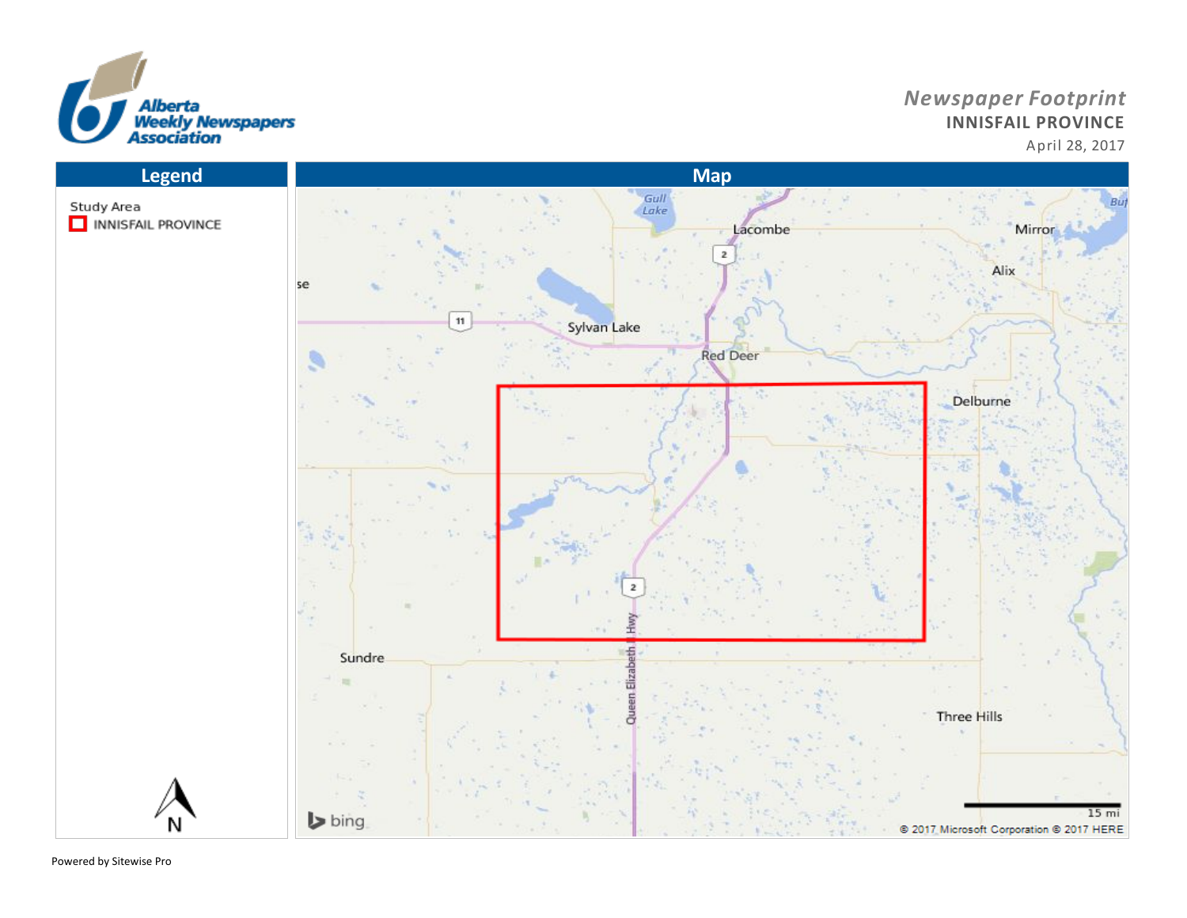Alberta Weekly Newspapers Association

# *Newspaper Footprint*

**INNISFAIL PROVINCE**

April 28, 2017

## Legend

Study Area

INNISFAIL PROVINCE

N

## Map

Gull Lake

Lacombe

Mirror

Alix

Sylvan Lake

Red Deer

Delburne

Sundre

Three Hills

Queen Elizabeth II Hwy

2

11

15 mi

bing

© 2017 Microsoft Corporation © 2017 HERE

Powered by Sitewise Pro